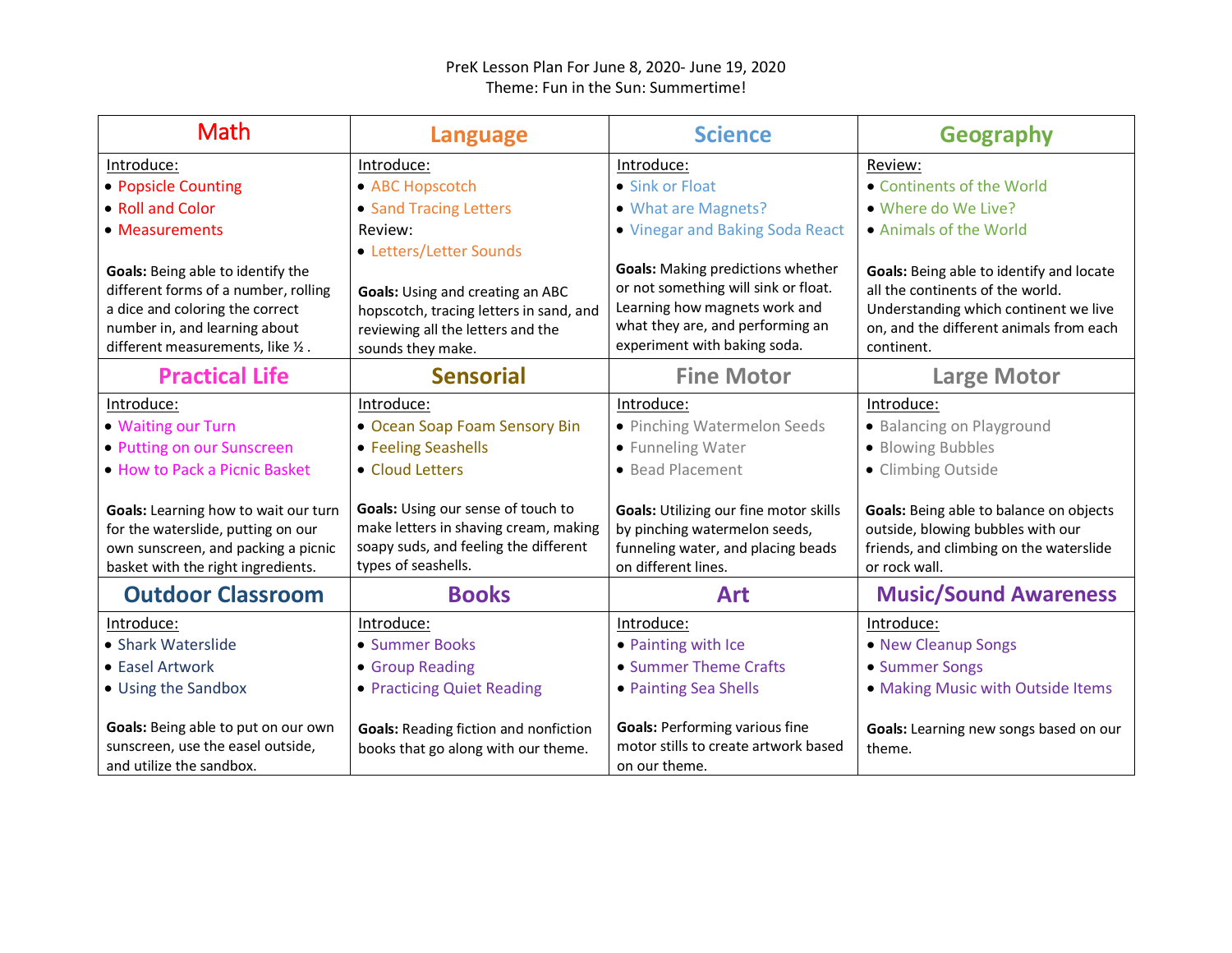PreK Lesson Plan For June 8, 2020- June 19, 2020
Theme: Fun in the Sun: Summertime!

| Math | Language | Science | Geography |
|---|---|---|---|
| Introduce:<br>• Popsicle Counting<br>• Roll and Color<br>• Measurements<br><br>**Goals:** Being able to identify the different forms of a number, rolling a dice and coloring the correct number in, and learning about different measurements, like ½ . | Introduce:<br>• ABC Hopscotch<br>• Sand Tracing Letters<br>Review:<br>• Letters/Letter Sounds<br><br>**Goals:** Using and creating an ABC hopscotch, tracing letters in sand, and reviewing all the letters and the sounds they make. | Introduce:<br>• Sink or Float<br>• What are Magnets?<br>• Vinegar and Baking Soda React<br><br>**Goals:** Making predictions whether or not something will sink or float. Learning how magnets work and what they are, and performing an experiment with baking soda. | Review:<br>• Continents of the World<br>• Where do We Live?<br>• Animals of the World<br><br>**Goals:** Being able to identify and locate all the continents of the world. Understanding which continent we live on, and the different animals from each continent. |
| **Practical Life** | **Sensorial** | **Fine Motor** | **Large Motor** |
| Introduce:<br>• Waiting our Turn<br>• Putting on our Sunscreen<br>• How to Pack a Picnic Basket<br><br>**Goals:** Learning how to wait our turn for the waterslide, putting on our own sunscreen, and packing a picnic basket with the right ingredients. | Introduce:<br>• Ocean Soap Foam Sensory Bin<br>• Feeling Seashells<br>• Cloud Letters<br><br>**Goals:** Using our sense of touch to make letters in shaving cream, making soapy suds, and feeling the different types of seashells. | Introduce:<br>• Pinching Watermelon Seeds<br>• Funneling Water<br>• Bead Placement<br><br>**Goals:** Utilizing our fine motor skills by pinching watermelon seeds, funneling water, and placing beads on different lines. | Introduce:<br>• Balancing on Playground<br>• Blowing Bubbles<br>• Climbing Outside<br><br>**Goals:** Being able to balance on objects outside, blowing bubbles with our friends, and climbing on the waterslide or rock wall. |
| **Outdoor Classroom** | **Books** | **Art** | **Music/Sound Awareness** |
| Introduce:<br>• Shark Waterslide<br>• Easel Artwork<br>• Using the Sandbox<br><br>**Goals:** Being able to put on our own sunscreen, use the easel outside, and utilize the sandbox. | Introduce:<br>• Summer Books<br>• Group Reading<br>• Practicing Quiet Reading<br><br>**Goals:** Reading fiction and nonfiction books that go along with our theme. | Introduce:<br>• Painting with Ice<br>• Summer Theme Crafts<br>• Painting Sea Shells<br><br>**Goals:** Performing various fine motor stills to create artwork based on our theme. | Introduce:<br>• New Cleanup Songs<br>• Summer Songs<br>• Making Music with Outside Items<br><br>**Goals:** Learning new songs based on our theme. |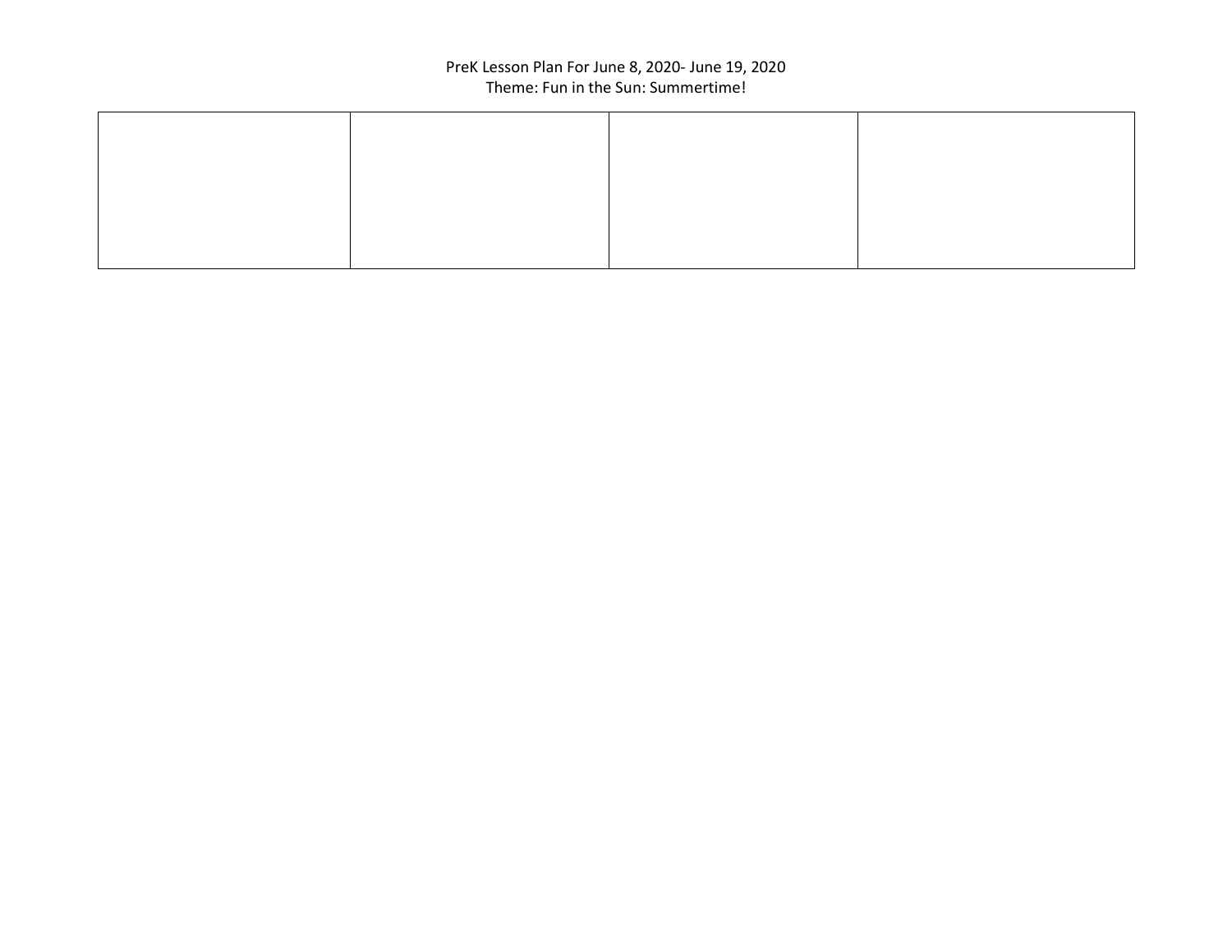PreK Lesson Plan For June 8, 2020- June 19, 2020
Theme: Fun in the Sun: Summertime!

| | | | |
|---|---|---|---|
| | | | |